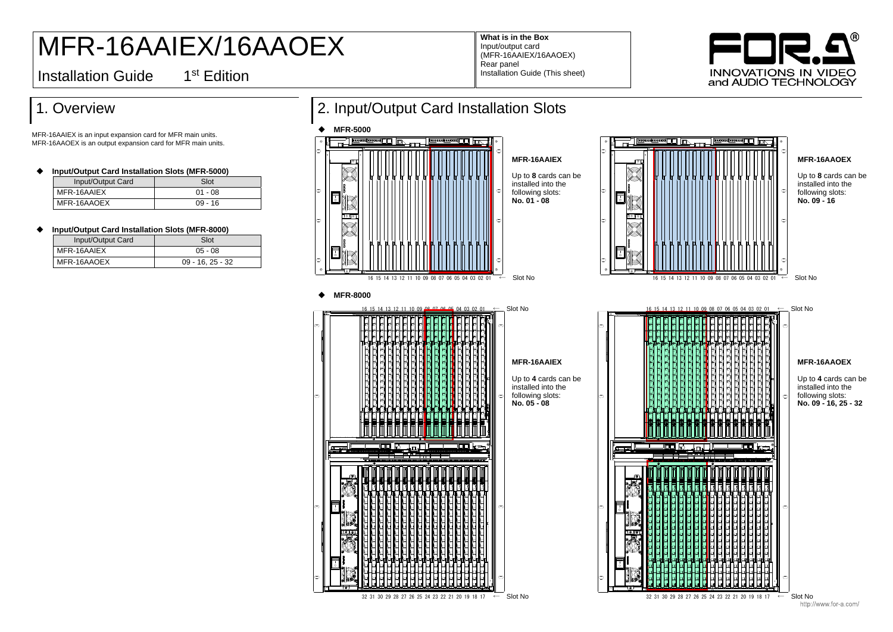# MFR-16AAIEX/16AAOEX

Installation Guide 1st Edition

**What is in the Box**
Input/output card
(MFR-16AAIEX/16AAOEX)
Rear panel
Installation Guide (This sheet)

FOR.A
INNOVATIONS IN VIDEO and AUDIO TECHNOLOGY

## 1. Overview

MFR-16AAIEX is an input expansion card for MFR main units.
MFR-16AAOEX is an output expansion card for MFR main units.

- **Input/Output Card Installation Slots (MFR-5000)**

| Input/Output Card | Slot |
|---|---|
| MFR-16AAIEX | 01 - 08 |
| MFR-16AAOEX | 09 - 16 |

- **Input/Output Card Installation Slots (MFR-8000)**

| Input/Output Card | Slot |
|---|---|
| MFR-16AAIEX | 05 - 08 |
| MFR-16AAOEX | 09 - 16, 25 - 32 |

## 2. Input/Output Card Installation Slots

- **MFR-5000**

16 15 14 13 12 11 10 09 08 07 06 05 04 03 02 01 ← Slot No

**MFR-16AAIEX**

Up to **8** cards can be installed into the following slots:
**No. 01 - 08**

16 15 14 13 12 11 10 09 08 07 06 05 04 03 02 01 ← Slot No

**MFR-16AAOEX**

Up to **8** cards can be installed into the following slots:
**No. 09 - 16**

- **MFR-8000**

16 15 14 13 12 11 10 09 08 07 06 05 04 03 02 01 ← Slot No

32 31 30 29 28 27 26 25 24 23 22 21 20 19 18 17 ← Slot No

**MFR-16AAIEX**

Up to **4** cards can be installed into the following slots:
**No. 05 - 08**

16 15 14 13 12 11 10 09 08 07 06 05 04 03 02 01 ← Slot No

32 31 30 29 28 27 26 25 24 23 22 21 20 19 18 17 ← Slot No

**MFR-16AAOEX**

Up to **4** cards can be installed into the following slots:
**No. 09 - 16, 25 - 32**

http://www.for-a.com/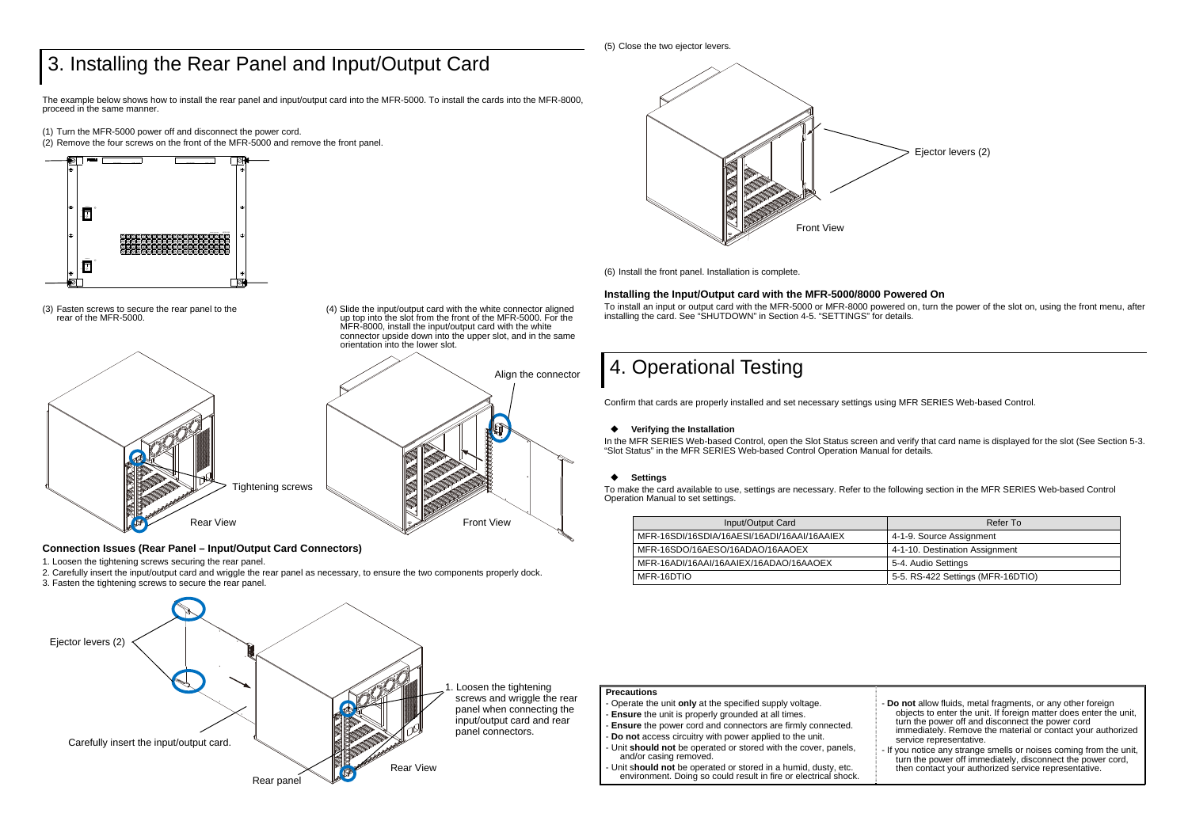# 3. Installing the Rear Panel and Input/Output Card

The example below shows how to install the rear panel and input/output card into the MFR-5000. To install the cards into the MFR-8000, proceed in the same manner.

(1) Turn the MFR-5000 power off and disconnect the power cord.

(2) Remove the four screws on the front of the MFR-5000 and remove the front panel.

(3) Fasten screws to secure the rear panel to the rear of the MFR-5000.

Tightening screws

Rear View

(4) Slide the input/output card with the white connector aligned up top into the slot from the front of the MFR-5000. For the MFR-8000, install the input/output card with the white connector upside down into the upper slot, and in the same orientation into the lower slot.

Align the connector

Front View

### Connection Issues (Rear Panel – Input/Output Card Connectors)

1. Loosen the tightening screws securing the rear panel.
2. Carefully insert the input/output card and wriggle the rear panel as necessary, to ensure the two components properly dock.
3. Fasten the tightening screws to secure the rear panel.

Ejector levers (2)

Carefully insert the input/output card.

Rear panel

Rear View

1. Loosen the tightening screws and wriggle the rear panel when connecting the input/output card and rear panel connectors.

(5) Close the two ejector levers.

Ejector levers (2)

Front View

(6) Install the front panel. Installation is complete.

### Installing the Input/Output card with the MFR-5000/8000 Powered On

To install an input or output card with the MFR-5000 or MFR-8000 powered on, turn the power of the slot on, using the front menu, after installing the card. See "SHUTDOWN" in Section 4-5. "SETTINGS" for details.

# 4. Operational Testing

Confirm that cards are properly installed and set necessary settings using MFR SERIES Web-based Control.

- **Verifying the Installation**

In the MFR SERIES Web-based Control, open the Slot Status screen and verify that card name is displayed for the slot (See Section 5-3. "Slot Status" in the MFR SERIES Web-based Control Operation Manual for details.

- **Settings**

To make the card available to use, settings are necessary. Refer to the following section in the MFR SERIES Web-based Control Operation Manual to set settings.

| Input/Output Card | Refer To |
|---|---|
| MFR-16SDI/16SDIA/16AESI/16ADI/16AAI/16AAIEX | 4-1-9. Source Assignment |
| MFR-16SDO/16AESO/16ADAO/16AAOEX | 4-1-10. Destination Assignment |
| MFR-16ADI/16AAI/16AAIEX/16ADAO/16AAOEX | 5-4. Audio Settings |
| MFR-16DTIO | 5-5. RS-422 Settings (MFR-16DTIO) |

**Precautions**

- Operate the unit **only** at the specified supply voltage.
- **Ensure** the unit is properly grounded at all times.
- **Ensure** the power cord and connectors are firmly connected.
- **Do not** access circuitry with power applied to the unit.
- Unit **should not** be operated or stored with the cover, panels, and/or casing removed.
- Unit s**hould not** be operated or stored in a humid, dusty, etc. environment. Doing so could result in fire or electrical shock.
- **Do not** allow fluids, metal fragments, or any other foreign objects to enter the unit. If foreign matter does enter the unit, turn the power off and disconnect the power cord immediately. Remove the material or contact your authorized service representative.
- If you notice any strange smells or noises coming from the unit, turn the power off immediately, disconnect the power cord, then contact your authorized service representative.